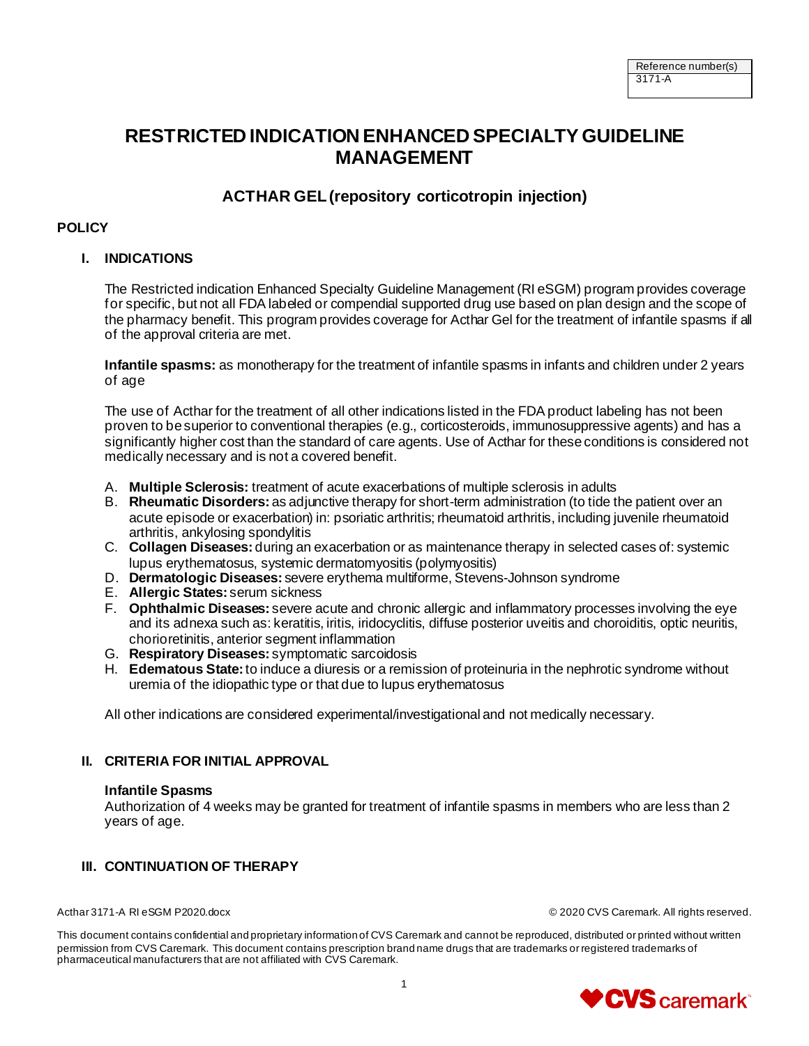| Reference number(s) |
| --- |
| 3171-A |

# RESTRICTED INDICATION ENHANCED SPECIALTY GUIDELINE MANAGEMENT

## ACTHAR GEL (repository corticotropin injection)

### POLICY

#### I. INDICATIONS

The Restricted indication Enhanced Specialty Guideline Management (RI eSGM) program provides coverage for specific, but not all FDA labeled or compendial supported drug use based on plan design and the scope of the pharmacy benefit. This program provides coverage for Acthar Gel for the treatment of infantile spasms if all of the approval criteria are met.

**Infantile spasms:** as monotherapy for the treatment of infantile spasms in infants and children under 2 years of age

The use of Acthar for the treatment of all other indications listed in the FDA product labeling has not been proven to be superior to conventional therapies (e.g., corticosteroids, immunosuppressive agents) and has a significantly higher cost than the standard of care agents. Use of Acthar for these conditions is considered not medically necessary and is not a covered benefit.

A. **Multiple Sclerosis:** treatment of acute exacerbations of multiple sclerosis in adults
B. **Rheumatic Disorders:** as adjunctive therapy for short-term administration (to tide the patient over an acute episode or exacerbation) in: psoriatic arthritis; rheumatoid arthritis, including juvenile rheumatoid arthritis, ankylosing spondylitis
C. **Collagen Diseases:** during an exacerbation or as maintenance therapy in selected cases of: systemic lupus erythematosus, systemic dermatomyositis (polymyositis)
D. **Dermatologic Diseases:** severe erythema multiforme, Stevens-Johnson syndrome
E. **Allergic States:** serum sickness
F. **Ophthalmic Diseases:** severe acute and chronic allergic and inflammatory processes involving the eye and its adnexa such as: keratitis, iritis, iridocyclitis, diffuse posterior uveitis and choroiditis, optic neuritis, chorioretinitis, anterior segment inflammation
G. **Respiratory Diseases:** symptomatic sarcoidosis
H. **Edematous State:** to induce a diuresis or a remission of proteinuria in the nephrotic syndrome without uremia of the idiopathic type or that due to lupus erythematosus

All other indications are considered experimental/investigational and not medically necessary.

#### II. CRITERIA FOR INITIAL APPROVAL

**Infantile Spasms**
Authorization of 4 weeks may be granted for treatment of infantile spasms in members who are less than 2 years of age.

#### III. CONTINUATION OF THERAPY

Acthar 3171-A RI eSGM P2020.docx © 2020 CVS Caremark. All rights reserved.

This document contains confidential and proprietary information of CVS Caremark and cannot be reproduced, distributed or printed without written permission from CVS Caremark. This document contains prescription brand name drugs that are trademarks or registered trademarks of pharmaceutical manufacturers that are not affiliated with CVS Caremark.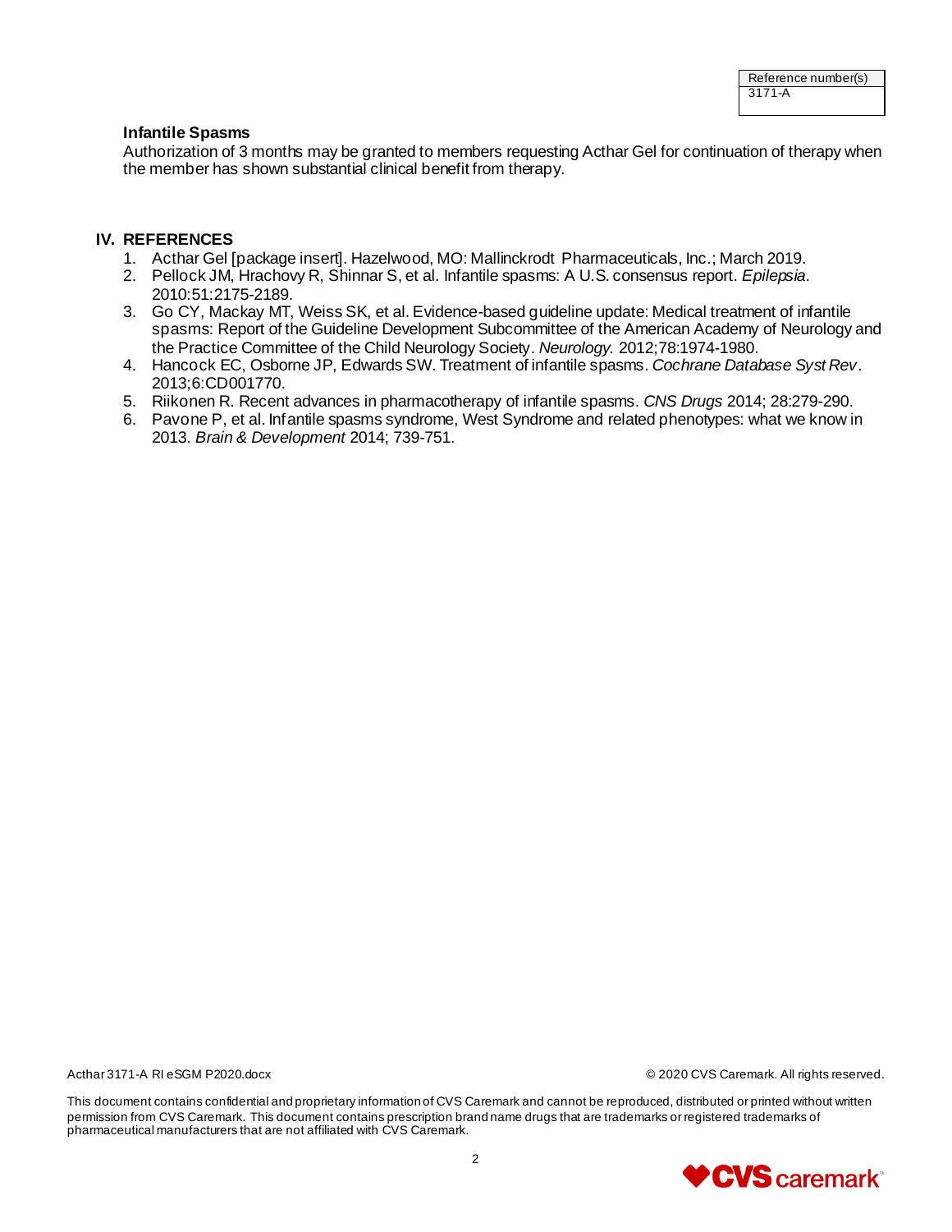| Reference number(s) |
| --- |
| 3171-A |

**Infantile Spasms**

Authorization of 3 months may be granted to members requesting Acthar Gel for continuation of therapy when the member has shown substantial clinical benefit from therapy.

## IV. REFERENCES

1. Acthar Gel [package insert]. Hazelwood, MO: Mallinckrodt Pharmaceuticals, Inc.; March 2019.
2. Pellock JM, Hrachovy R, Shinnar S, et al. Infantile spasms: A U.S. consensus report. *Epilepsia*. 2010:51:2175-2189.
3. Go CY, Mackay MT, Weiss SK, et al. Evidence-based guideline update: Medical treatment of infantile spasms: Report of the Guideline Development Subcommittee of the American Academy of Neurology and the Practice Committee of the Child Neurology Society. *Neurology.* 2012;78:1974-1980.
4. Hancock EC, Osborne JP, Edwards SW. Treatment of infantile spasms. *Cochrane Database Syst Rev*. 2013;6:CD001770.
5. Riikonen R. Recent advances in pharmacotherapy of infantile spasms. *CNS Drugs* 2014; 28:279-290.
6. Pavone P, et al. Infantile spasms syndrome, West Syndrome and related phenotypes: what we know in 2013. *Brain & Development* 2014; 739-751.

Acthar 3171-A RI eSGM P2020.docx © 2020 CVS Caremark. All rights reserved.

This document contains confidential and proprietary information of CVS Caremark and cannot be reproduced, distributed or printed without written permission from CVS Caremark. This document contains prescription brand name drugs that are trademarks or registered trademarks of pharmaceutical manufacturers that are not affiliated with CVS Caremark.